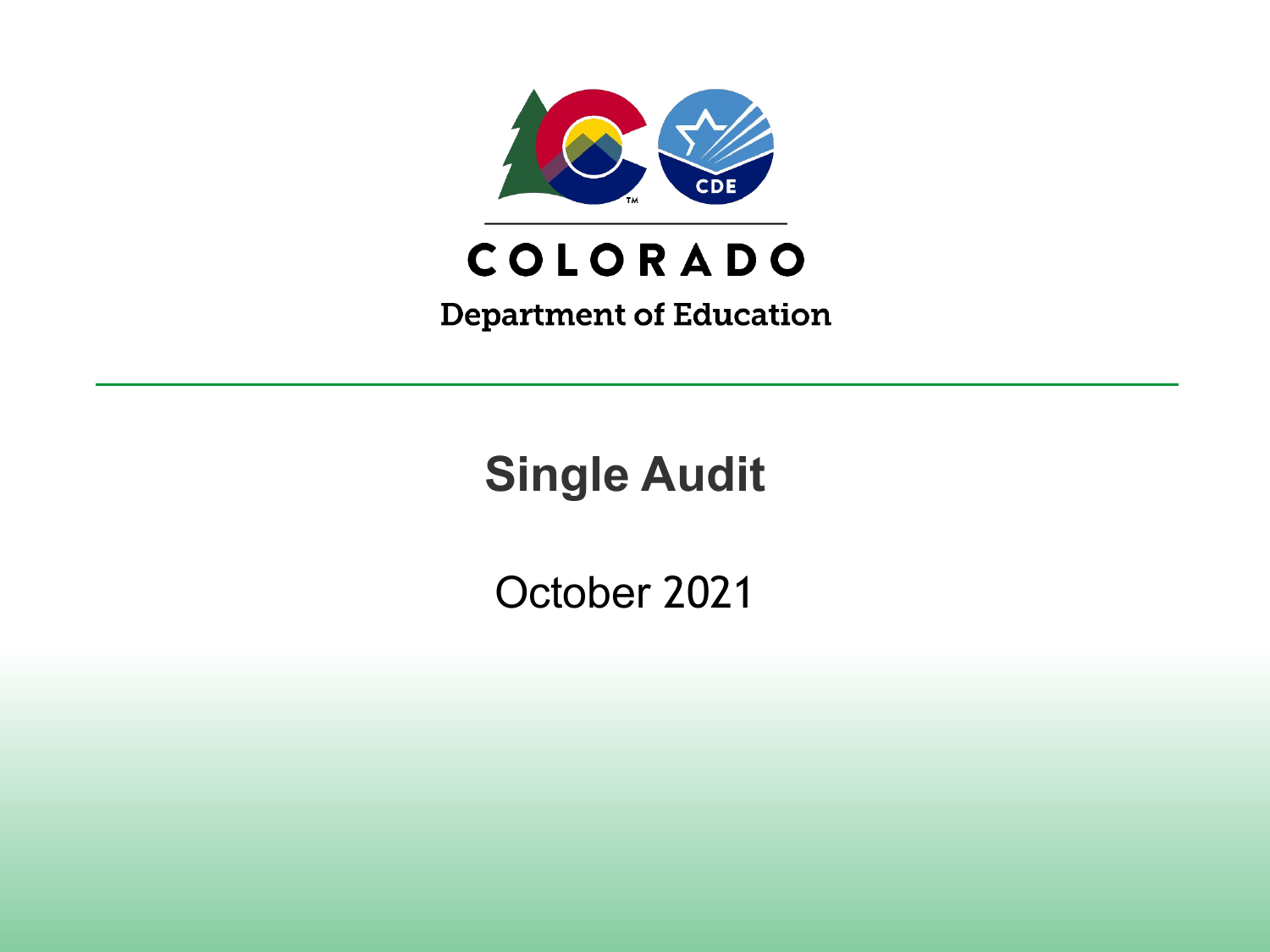COLORADO

Department of Education

# Single Audit

October 2021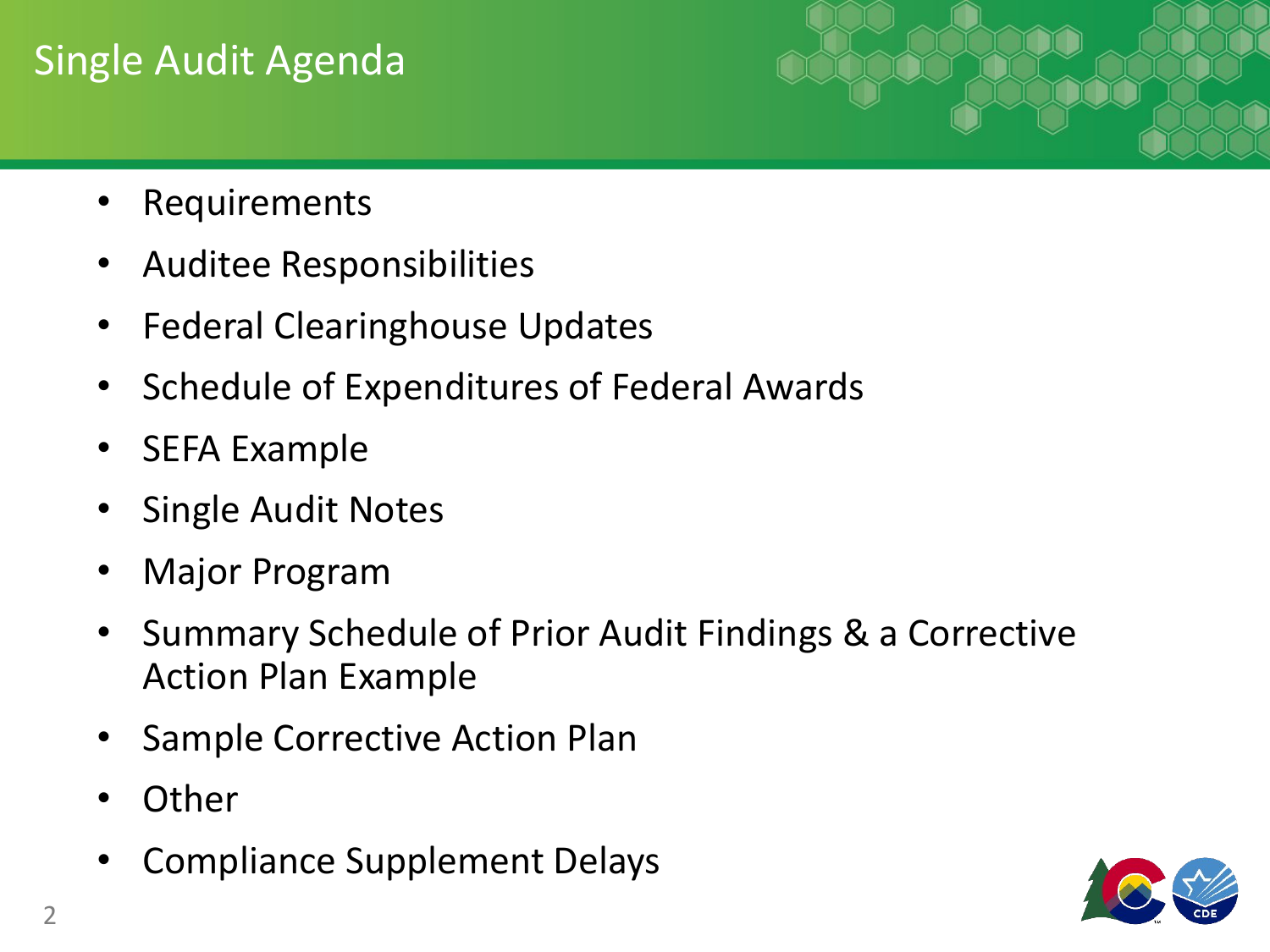# Single Audit Agenda

- Requirements
- Auditee Responsibilities
- Federal Clearinghouse Updates
- Schedule of Expenditures of Federal Awards
- SEFA Example
- Single Audit Notes
- Major Program
- Summary Schedule of Prior Audit Findings & a Corrective Action Plan Example
- Sample Corrective Action Plan
- Other
- Compliance Supplement Delays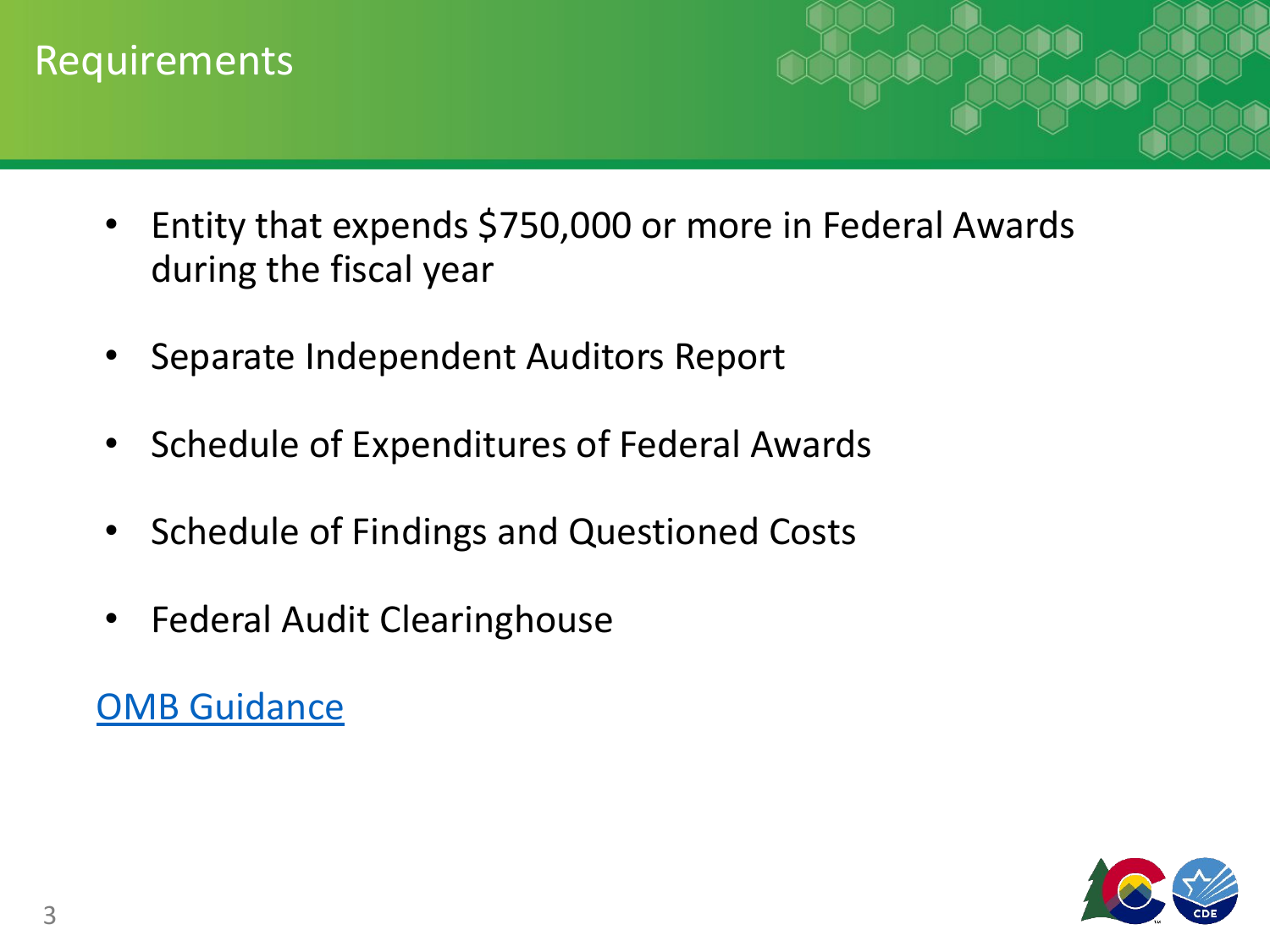# Requirements

- Entity that expends $750,000 or more in Federal Awards during the fiscal year
- Separate Independent Auditors Report
- Schedule of Expenditures of Federal Awards
- Schedule of Findings and Questioned Costs
- Federal Audit Clearinghouse

OMB Guidance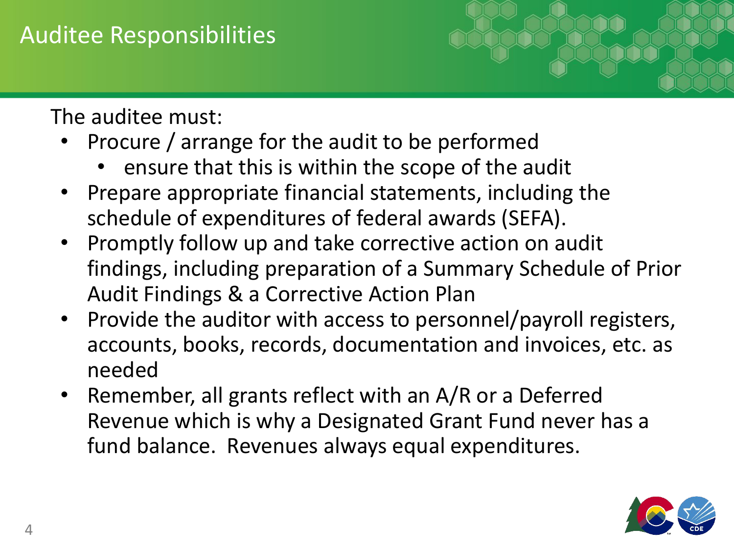# Auditee Responsibilities

The auditee must:

- Procure / arrange for the audit to be performed
  - ensure that this is within the scope of the audit
- Prepare appropriate financial statements, including the schedule of expenditures of federal awards (SEFA).
- Promptly follow up and take corrective action on audit findings, including preparation of a Summary Schedule of Prior Audit Findings & a Corrective Action Plan
- Provide the auditor with access to personnel/payroll registers, accounts, books, records, documentation and invoices, etc. as needed
- Remember, all grants reflect with an A/R or a Deferred Revenue which is why a Designated Grant Fund never has a fund balance. Revenues always equal expenditures.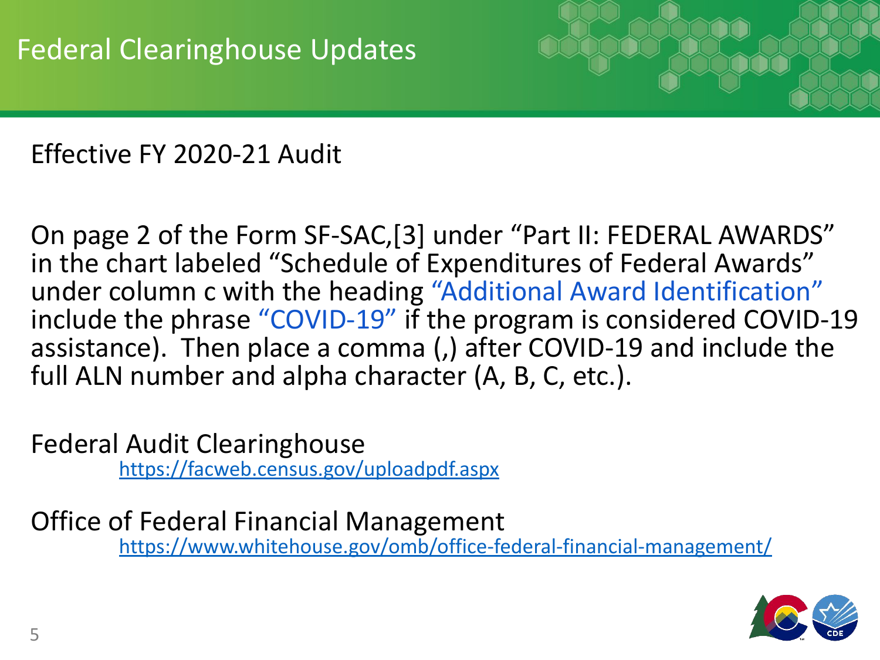# Federal Clearinghouse Updates

Effective FY 2020-21 Audit

On page 2 of the Form SF-SAC,[3] under "Part II: FEDERAL AWARDS" in the chart labeled "Schedule of Expenditures of Federal Awards" under column c with the heading "Additional Award Identification" include the phrase "COVID-19" if the program is considered COVID-19 assistance). Then place a comma (,) after COVID-19 and include the full ALN number and alpha character (A, B, C, etc.).

Federal Audit Clearinghouse
https://facweb.census.gov/uploadpdf.aspx

Office of Federal Financial Management
https://www.whitehouse.gov/omb/office-federal-financial-management/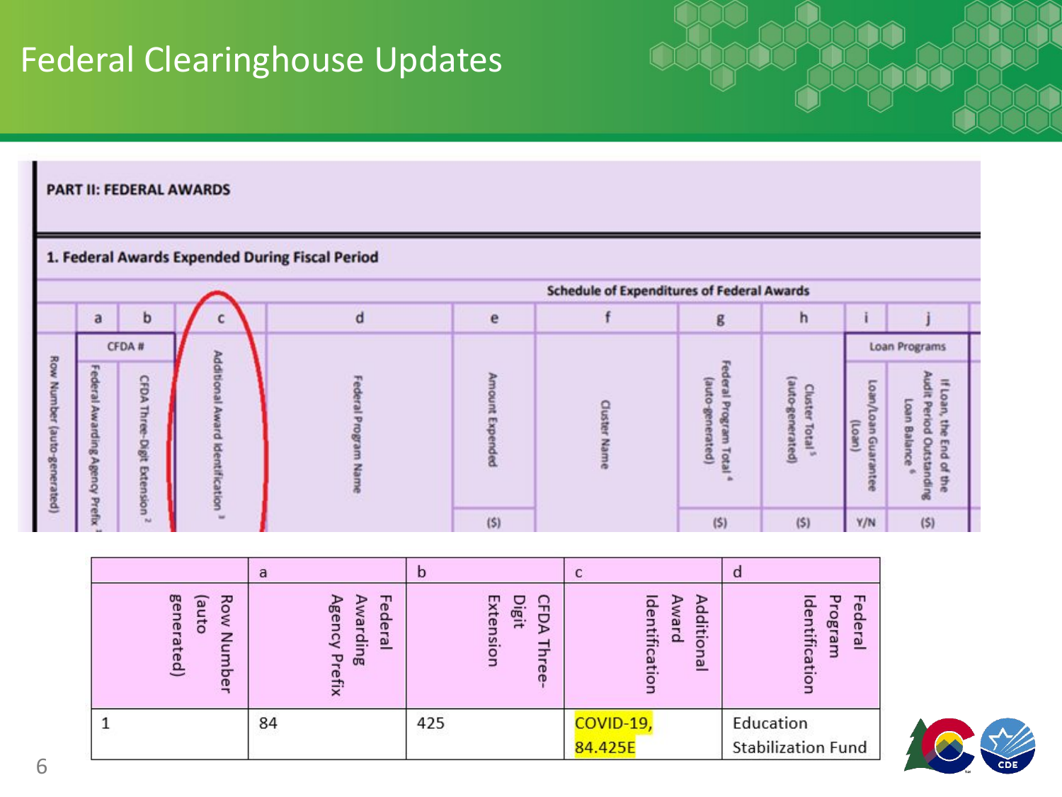# Federal Clearinghouse Updates

**PART II: FEDERAL AWARDS**

**1. Federal Awards Expended During Fiscal Period**

| | Schedule of Expenditures of Federal Awards | | | | | | | | | |
|---|---|---|---|---|---|---|---|---|---|---|
| | a | b | c | d | e | f | g | h | i | j |
| | CFDA # | | | | | | | | Loan Programs | |
| Row Number (auto-generated) | Federal Awarding Agency Prefix [1] | CFDA Three-Digit Extension [2] | Additional Award Identification [3] | Federal Program Name | Amount Expended | Cluster Name | Federal Program Total [4] (auto-generated) | Cluster Total [5] (auto-generated) | Loan/Loan Guarantee (Loan) | If Loan, the End of the Audit Period Outstanding Loan Balance [6] |
| | | | | | ($) | | ($) | ($) | Y/N | ($) |

| | a | b | c | d |
|---|---|---|---|---|
| Row Number (auto generated) | Federal Awarding Agency Prefix | CFDA Three-Digit Extension | Additional Award Identification | Federal Program Identification |
| 1 | 84 | 425 | COVID-19, 84.425E | Education Stabilization Fund |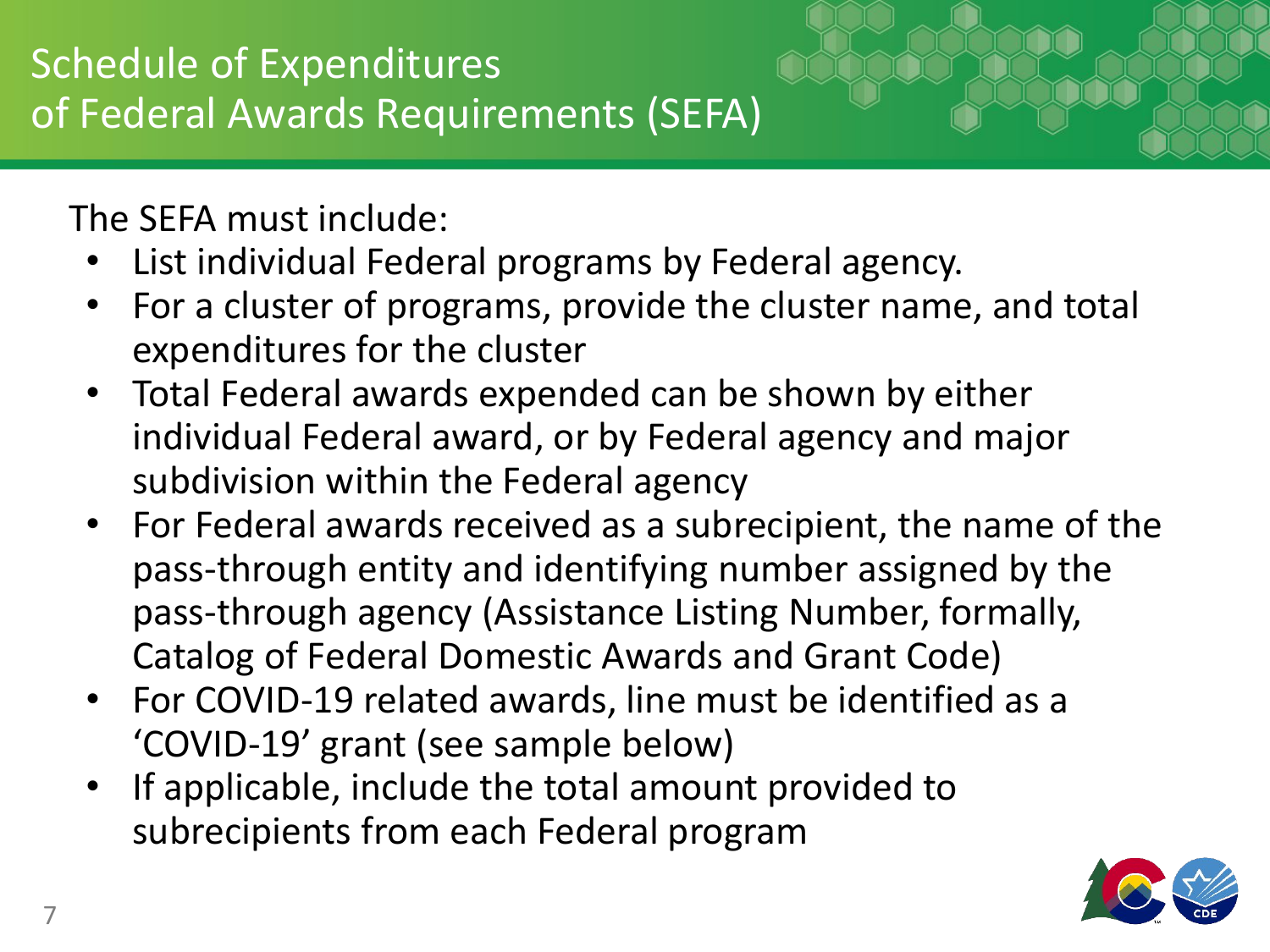# Schedule of Expenditures of Federal Awards Requirements (SEFA)

The SEFA must include:

- List individual Federal programs by Federal agency.
- For a cluster of programs, provide the cluster name, and total expenditures for the cluster
- Total Federal awards expended can be shown by either individual Federal award, or by Federal agency and major subdivision within the Federal agency
- For Federal awards received as a subrecipient, the name of the pass-through entity and identifying number assigned by the pass-through agency (Assistance Listing Number, formally, Catalog of Federal Domestic Awards and Grant Code)
- For COVID-19 related awards, line must be identified as a 'COVID-19' grant (see sample below)
- If applicable, include the total amount provided to subrecipients from each Federal program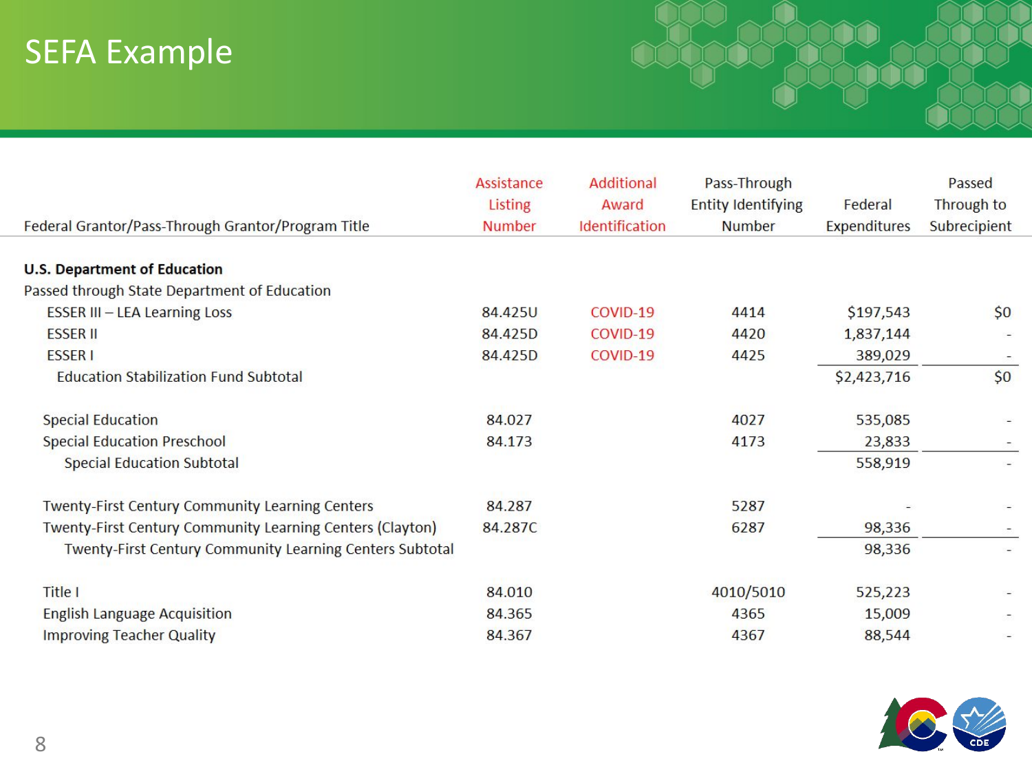# SEFA Example

| Federal Grantor/Pass-Through Grantor/Program Title | Assistance Listing Number | Additional Award Identification | Pass-Through Entity Identifying Number | Federal Expenditures | Passed Through to Subrecipient |
|---|---|---|---|---|---|
| **U.S. Department of Education** | | | | | |
| Passed through State Department of Education | | | | | |
| ESSER III – LEA Learning Loss | 84.425U | COVID-19 | 4414 | $197,543 | $0 |
| ESSER II | 84.425D | COVID-19 | 4420 | 1,837,144 | - |
| ESSER I | 84.425D | COVID-19 | 4425 | 389,029 | - |
| Education Stabilization Fund Subtotal | | | | $2,423,716 | $0 |
| Special Education | 84.027 | | 4027 | 535,085 | - |
| Special Education Preschool | 84.173 | | 4173 | 23,833 | - |
| Special Education Subtotal | | | | 558,919 | - |
| Twenty-First Century Community Learning Centers | 84.287 | | 5287 | - | - |
| Twenty-First Century Community Learning Centers (Clayton) | 84.287C | | 6287 | 98,336 | - |
| Twenty-First Century Community Learning Centers Subtotal | | | | 98,336 | - |
| Title I | 84.010 | | 4010/5010 | 525,223 | - |
| English Language Acquisition | 84.365 | | 4365 | 15,009 | - |
| Improving Teacher Quality | 84.367 | | 4367 | 88,544 | - |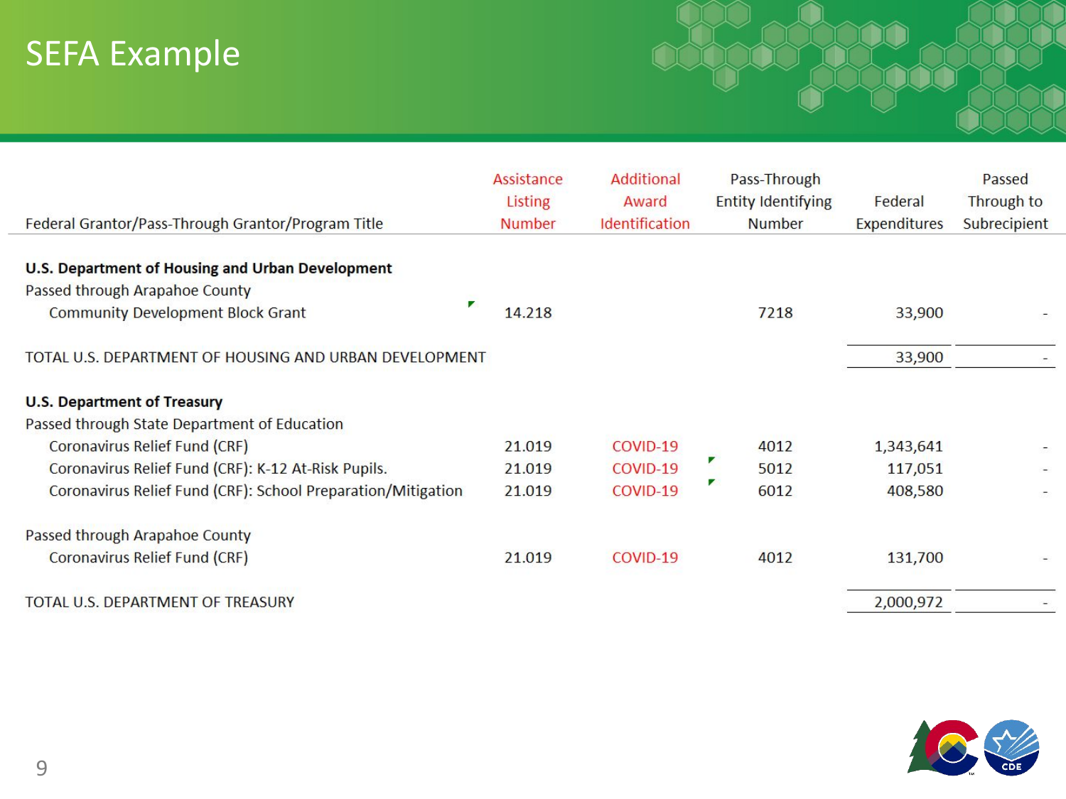# SEFA Example

| Federal Grantor/Pass-Through Grantor/Program Title | Assistance Listing Number | Additional Award Identification | Pass-Through Entity Identifying Number | Federal Expenditures | Passed Through to Subrecipient |
|---|---|---|---|---|---|
| **U.S. Department of Housing and Urban Development** | | | | | |
| Passed through Arapahoe County | | | | | |
| Community Development Block Grant | 14.218 | | 7218 | 33,900 | - |
| TOTAL U.S. DEPARTMENT OF HOUSING AND URBAN DEVELOPMENT | | | | 33,900 | - |
| **U.S. Department of Treasury** | | | | | |
| Passed through State Department of Education | | | | | |
| Coronavirus Relief Fund (CRF) | 21.019 | COVID-19 | 4012 | 1,343,641 | - |
| Coronavirus Relief Fund (CRF): K-12 At-Risk Pupils. | 21.019 | COVID-19 | 5012 | 117,051 | - |
| Coronavirus Relief Fund (CRF): School Preparation/Mitigation | 21.019 | COVID-19 | 6012 | 408,580 | - |
| Passed through Arapahoe County | | | | | |
| Coronavirus Relief Fund (CRF) | 21.019 | COVID-19 | 4012 | 131,700 | - |
| TOTAL U.S. DEPARTMENT OF TREASURY | | | | 2,000,972 | - |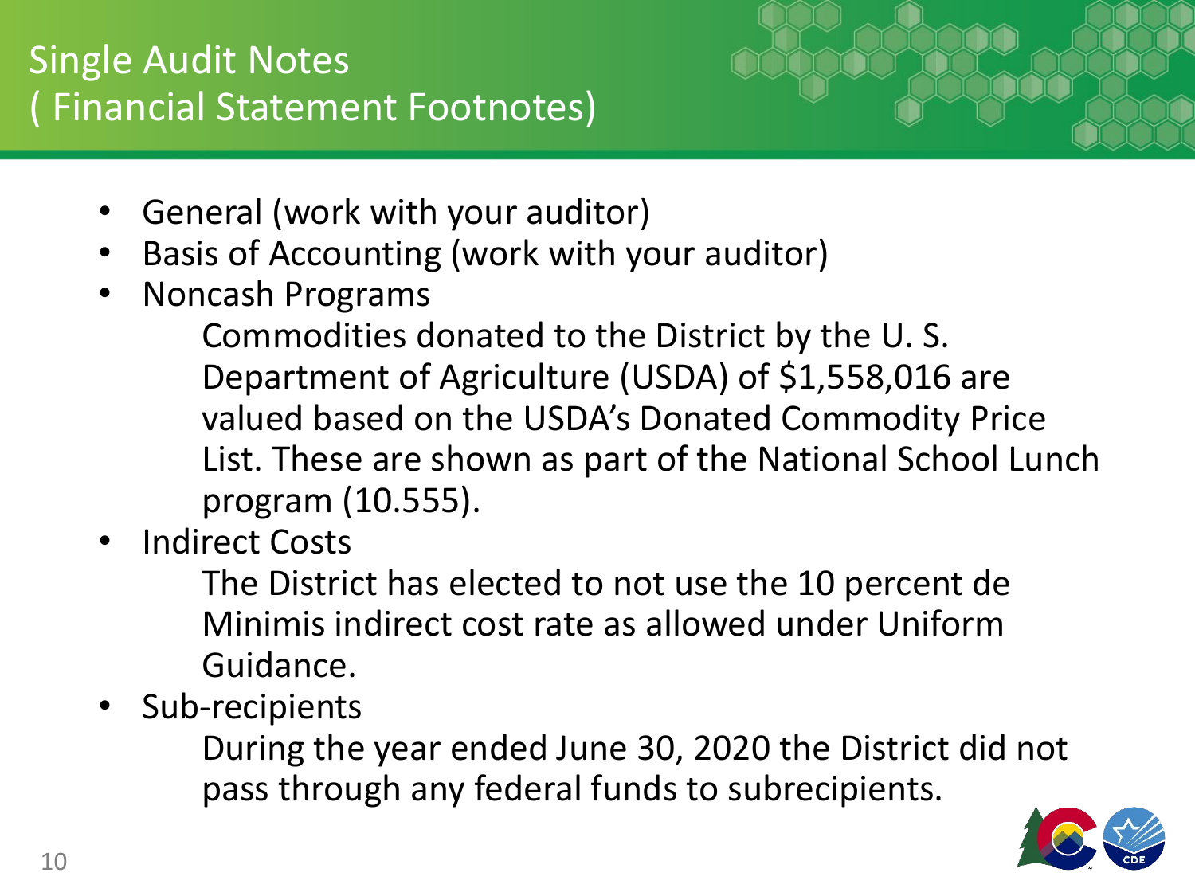# Single Audit Notes
# ( Financial Statement Footnotes)

- General (work with your auditor)
- Basis of Accounting (work with your auditor)
- Noncash Programs

  Commodities donated to the District by the U. S. Department of Agriculture (USDA) of $1,558,016 are valued based on the USDA's Donated Commodity Price List. These are shown as part of the National School Lunch program (10.555).
- Indirect Costs

  The District has elected to not use the 10 percent de Minimis indirect cost rate as allowed under Uniform Guidance.
- Sub-recipients

  During the year ended June 30, 2020 the District did not pass through any federal funds to subrecipients.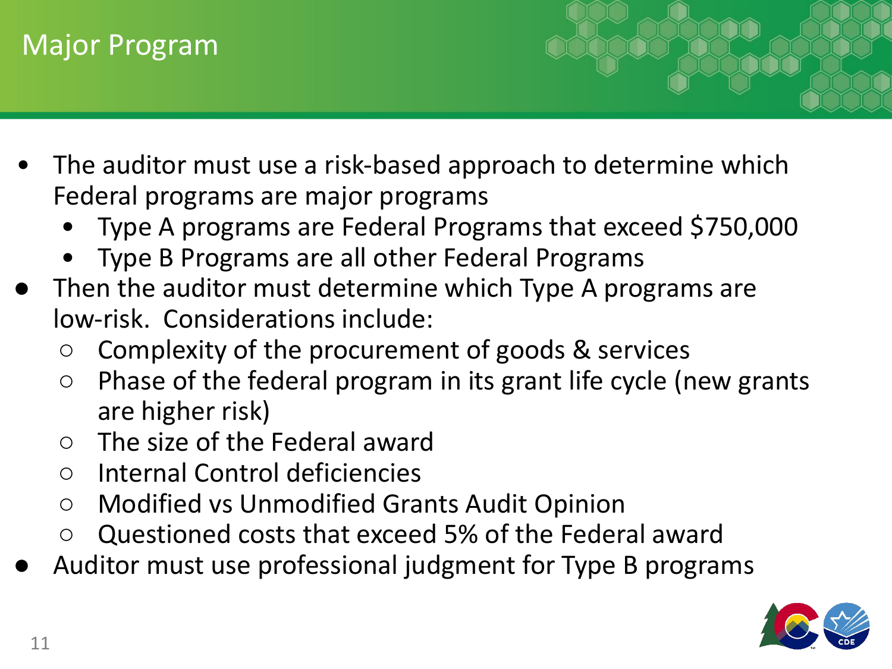# Major Program

- The auditor must use a risk-based approach to determine which Federal programs are major programs
  - Type A programs are Federal Programs that exceed $750,000
  - Type B Programs are all other Federal Programs
- Then the auditor must determine which Type A programs are low-risk. Considerations include:
  - Complexity of the procurement of goods & services
  - Phase of the federal program in its grant life cycle (new grants are higher risk)
  - The size of the Federal award
  - Internal Control deficiencies
  - Modified vs Unmodified Grants Audit Opinion
  - Questioned costs that exceed 5% of the Federal award
- Auditor must use professional judgment for Type B programs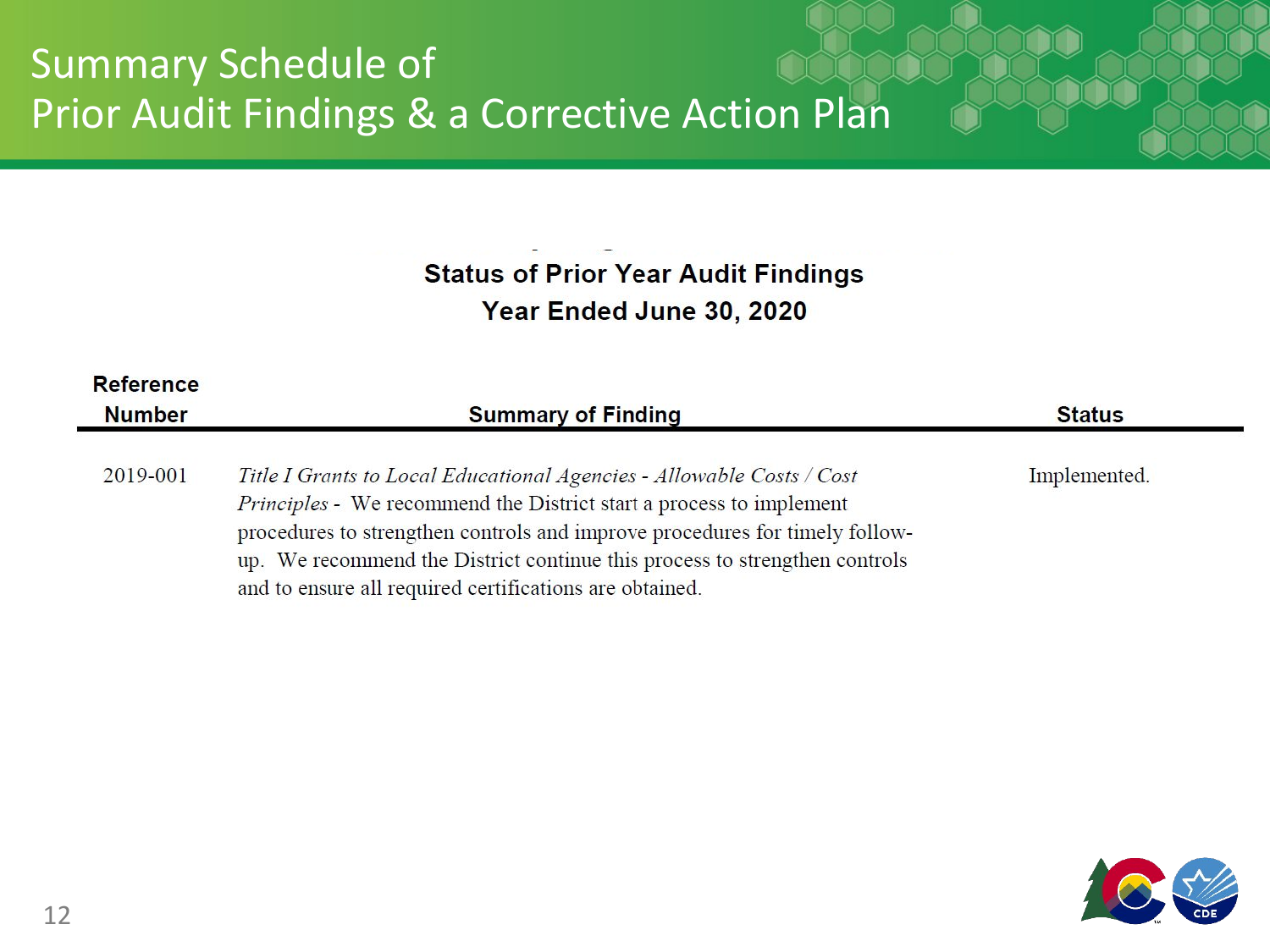# Summary Schedule of Prior Audit Findings & a Corrective Action Plan

## Status of Prior Year Audit Findings
## Year Ended June 30, 2020

| Reference Number | Summary of Finding | Status |
|---|---|---|
| 2019-001 | *Title I Grants to Local Educational Agencies - Allowable Costs / Cost Principles* - We recommend the District start a process to implement procedures to strengthen controls and improve procedures for timely follow-up. We recommend the District continue this process to strengthen controls and to ensure all required certifications are obtained. | Implemented. |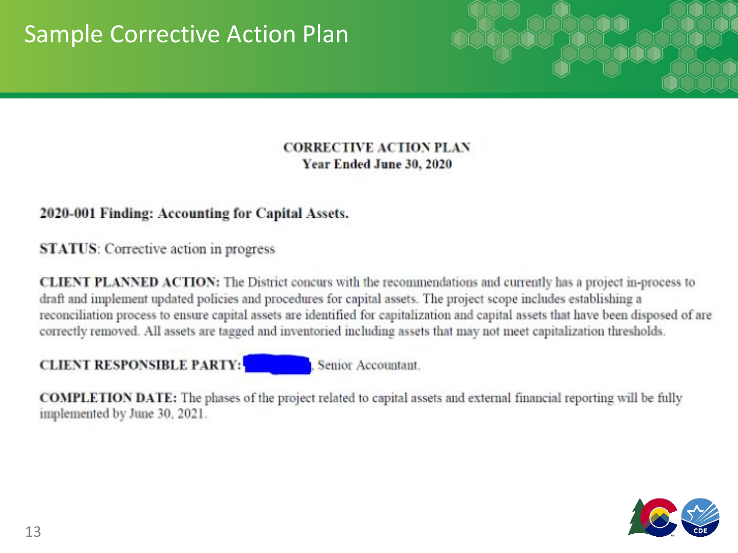# Sample Corrective Action Plan

**CORRECTIVE ACTION PLAN**
**Year Ended June 30, 2020**

**2020-001 Finding: Accounting for Capital Assets.**

**STATUS**: Corrective action in progress

**CLIENT PLANNED ACTION:** The District concurs with the recommendations and currently has a project in-process to draft and implement updated policies and procedures for capital assets. The project scope includes establishing a reconciliation process to ensure capital assets are identified for capitalization and capital assets that have been disposed of are correctly removed. All assets are tagged and inventoried including assets that may not meet capitalization thresholds.

**CLIENT RESPONSIBLE PARTY:** [redacted], Senior Accountant.

**COMPLETION DATE:** The phases of the project related to capital assets and external financial reporting will be fully implemented by June 30, 2021.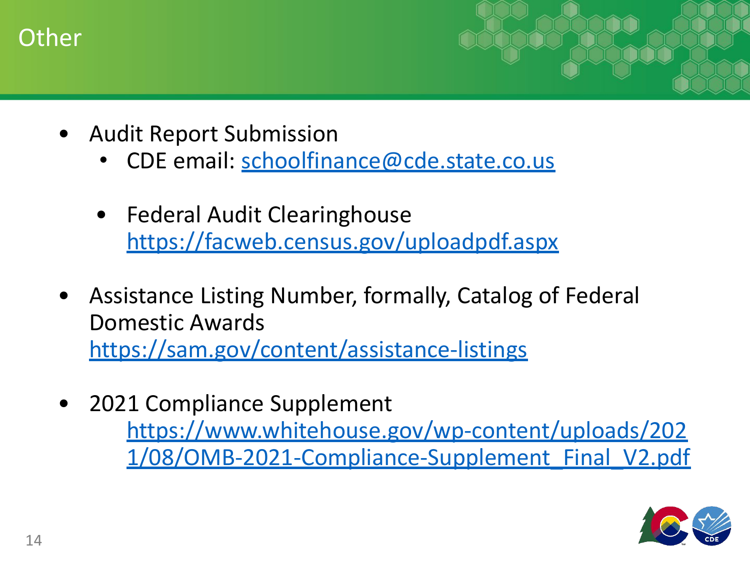# Other

- Audit Report Submission
  - CDE email: schoolfinance@cde.state.co.us
  - Federal Audit Clearinghouse https://facweb.census.gov/uploadpdf.aspx
- Assistance Listing Number, formally, Catalog of Federal Domestic Awards https://sam.gov/content/assistance-listings
- 2021 Compliance Supplement
  https://www.whitehouse.gov/wp-content/uploads/2021/08/OMB-2021-Compliance-Supplement_Final_V2.pdf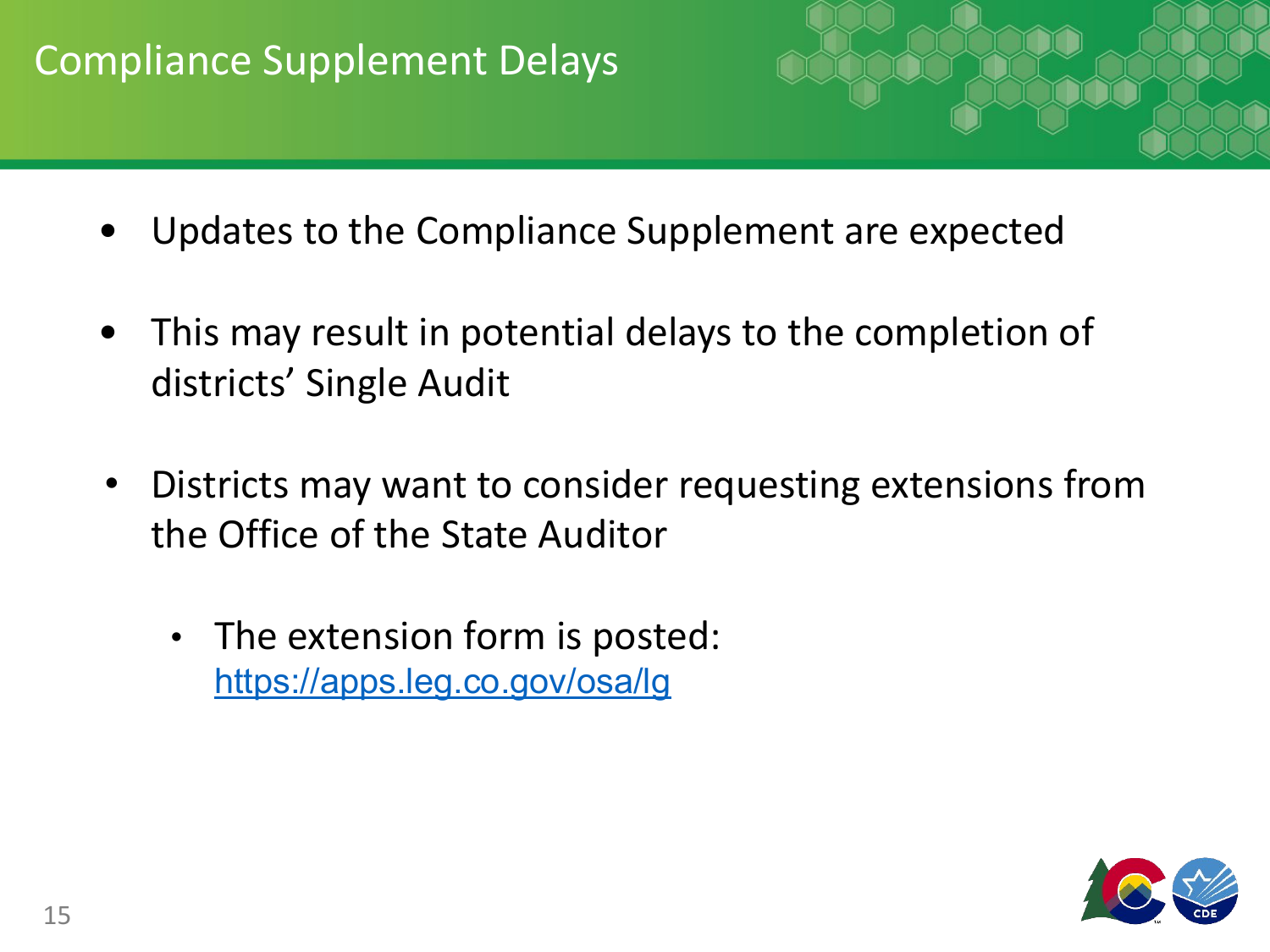# Compliance Supplement Delays

- Updates to the Compliance Supplement are expected
- This may result in potential delays to the completion of districts' Single Audit
- Districts may want to consider requesting extensions from the Office of the State Auditor
  - The extension form is posted: https://apps.leg.co.gov/osa/lg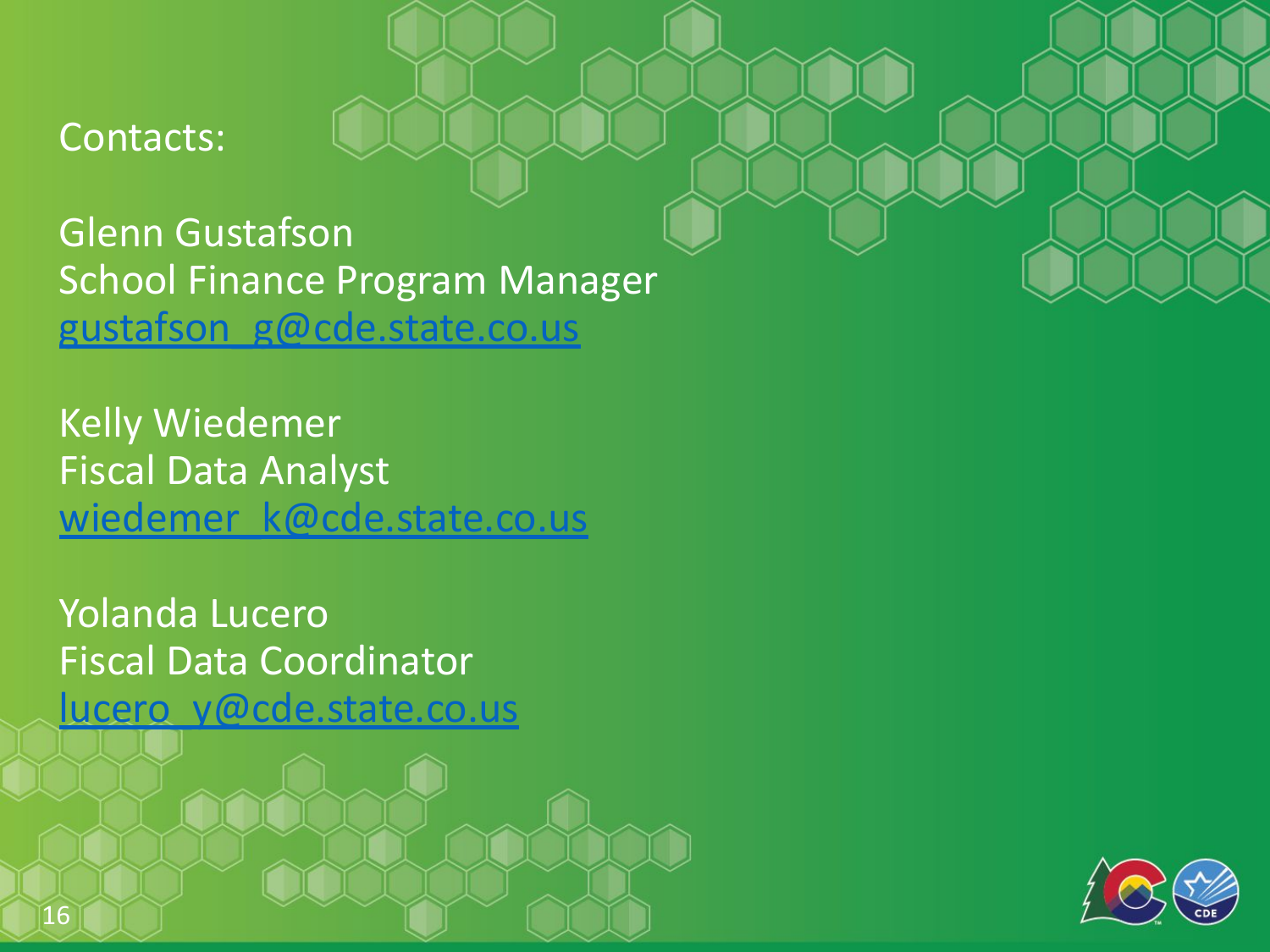Contacts:

Glenn Gustafson
School Finance Program Manager
gustafson_g@cde.state.co.us

Kelly Wiedemer
Fiscal Data Analyst
wiedemer_k@cde.state.co.us

Yolanda Lucero
Fiscal Data Coordinator
lucero_y@cde.state.co.us